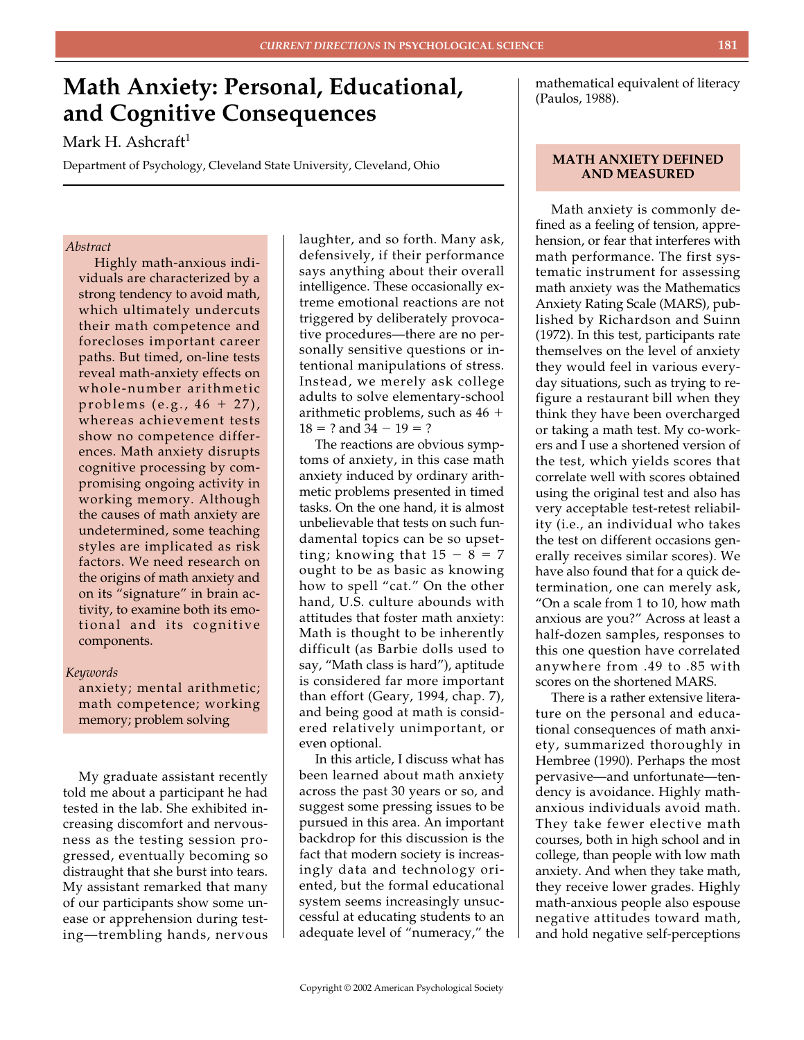# Math Anxiety: Personal, Educational, and Cognitive Consequences

Mark H. Ashcraft[1]

Department of Psychology, Cleveland State University, Cleveland, Ohio

*Abstract*

Highly math-anxious individuals are characterized by a strong tendency to avoid math, which ultimately undercuts their math competence and forecloses important career paths. But timed, on-line tests reveal math-anxiety effects on whole-number arithmetic problems (e.g., 46 + 27), whereas achievement tests show no competence differences. Math anxiety disrupts cognitive processing by compromising ongoing activity in working memory. Although the causes of math anxiety are undetermined, some teaching styles are implicated as risk factors. We need research on the origins of math anxiety and on its "signature" in brain activity, to examine both its emotional and its cognitive components.

*Keywords*

anxiety; mental arithmetic; math competence; working memory; problem solving

My graduate assistant recently told me about a participant he had tested in the lab. She exhibited increasing discomfort and nervousness as the testing session progressed, eventually becoming so distraught that she burst into tears. My assistant remarked that many of our participants show some unease or apprehension during testing—trembling hands, nervous laughter, and so forth. Many ask, defensively, if their performance says anything about their overall intelligence. These occasionally extreme emotional reactions are not triggered by deliberately provocative procedures—there are no personally sensitive questions or intentional manipulations of stress. Instead, we merely ask college adults to solve elementary-school arithmetic problems, such as 46 + 18 = ? and 34 − 19 = ?

The reactions are obvious symptoms of anxiety, in this case math anxiety induced by ordinary arithmetic problems presented in timed tasks. On the one hand, it is almost unbelievable that tests on such fundamental topics can be so upsetting; knowing that 15 − 8 = 7 ought to be as basic as knowing how to spell "cat." On the other hand, U.S. culture abounds with attitudes that foster math anxiety: Math is thought to be inherently difficult (as Barbie dolls used to say, "Math class is hard"), aptitude is considered far more important than effort (Geary, 1994, chap. 7), and being good at math is considered relatively unimportant, or even optional.

In this article, I discuss what has been learned about math anxiety across the past 30 years or so, and suggest some pressing issues to be pursued in this area. An important backdrop for this discussion is the fact that modern society is increasingly data and technology oriented, but the formal educational system seems increasingly unsuccessful at educating students to an adequate level of "numeracy," the mathematical equivalent of literacy (Paulos, 1988).

## MATH ANXIETY DEFINED AND MEASURED

Math anxiety is commonly defined as a feeling of tension, apprehension, or fear that interferes with math performance. The first systematic instrument for assessing math anxiety was the Mathematics Anxiety Rating Scale (MARS), published by Richardson and Suinn (1972). In this test, participants rate themselves on the level of anxiety they would feel in various everyday situations, such as trying to refigure a restaurant bill when they think they have been overcharged or taking a math test. My co-workers and I use a shortened version of the test, which yields scores that correlate well with scores obtained using the original test and also has very acceptable test-retest reliability (i.e., an individual who takes the test on different occasions generally receives similar scores). We have also found that for a quick determination, one can merely ask, "On a scale from 1 to 10, how math anxious are you?" Across at least a half-dozen samples, responses to this one question have correlated anywhere from .49 to .85 with scores on the shortened MARS.

There is a rather extensive literature on the personal and educational consequences of math anxiety, summarized thoroughly in Hembree (1990). Perhaps the most pervasive—and unfortunate—tendency is avoidance. Highly math-anxious individuals avoid math. They take fewer elective math courses, both in high school and in college, than people with low math anxiety. And when they take math, they receive lower grades. Highly math-anxious people also espouse negative attitudes toward math, and hold negative self-perceptions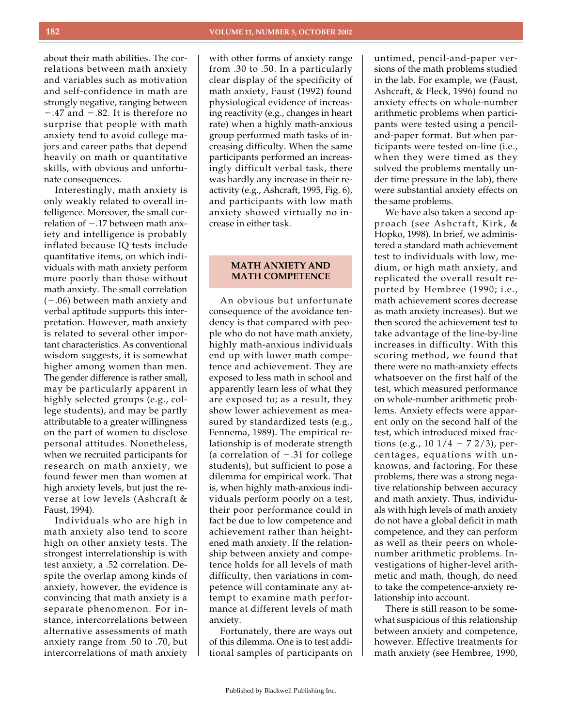about their math abilities. The correlations between math anxiety and variables such as motivation and self-confidence in math are strongly negative, ranging between −.47 and −.82. It is therefore no surprise that people with math anxiety tend to avoid college majors and career paths that depend heavily on math or quantitative skills, with obvious and unfortunate consequences.

Interestingly, math anxiety is only weakly related to overall intelligence. Moreover, the small correlation of −.17 between math anxiety and intelligence is probably inflated because IQ tests include quantitative items, on which individuals with math anxiety perform more poorly than those without math anxiety. The small correlation (−.06) between math anxiety and verbal aptitude supports this interpretation. However, math anxiety is related to several other important characteristics. As conventional wisdom suggests, it is somewhat higher among women than men. The gender difference is rather small, may be particularly apparent in highly selected groups (e.g., college students), and may be partly attributable to a greater willingness on the part of women to disclose personal attitudes. Nonetheless, when we recruited participants for research on math anxiety, we found fewer men than women at high anxiety levels, but just the reverse at low levels (Ashcraft & Faust, 1994).

Individuals who are high in math anxiety also tend to score high on other anxiety tests. The strongest interrelationship is with test anxiety, a .52 correlation. Despite the overlap among kinds of anxiety, however, the evidence is convincing that math anxiety is a separate phenomenon. For instance, intercorrelations between alternative assessments of math anxiety range from .50 to .70, but intercorrelations of math anxiety with other forms of anxiety range from .30 to .50. In a particularly clear display of the specificity of math anxiety, Faust (1992) found physiological evidence of increasing reactivity (e.g., changes in heart rate) when a highly math-anxious group performed math tasks of increasing difficulty. When the same participants performed an increasingly difficult verbal task, there was hardly any increase in their reactivity (e.g., Ashcraft, 1995, Fig. 6), and participants with low math anxiety showed virtually no increase in either task.

## MATH ANXIETY AND MATH COMPETENCE

An obvious but unfortunate consequence of the avoidance tendency is that compared with people who do not have math anxiety, highly math-anxious individuals end up with lower math competence and achievement. They are exposed to less math in school and apparently learn less of what they are exposed to; as a result, they show lower achievement as measured by standardized tests (e.g., Fennema, 1989). The empirical relationship is of moderate strength (a correlation of −.31 for college students), but sufficient to pose a dilemma for empirical work. That is, when highly math-anxious individuals perform poorly on a test, their poor performance could in fact be due to low competence and achievement rather than heightened math anxiety. If the relationship between anxiety and competence holds for all levels of math difficulty, then variations in competence will contaminate any attempt to examine math performance at different levels of math anxiety.

Fortunately, there are ways out of this dilemma. One is to test additional samples of participants on untimed, pencil-and-paper versions of the math problems studied in the lab. For example, we (Faust, Ashcraft, & Fleck, 1996) found no anxiety effects on whole-number arithmetic problems when participants were tested using a pencil-and-paper format. But when participants were tested on-line (i.e., when they were timed as they solved the problems mentally under time pressure in the lab), there were substantial anxiety effects on the same problems.

We have also taken a second approach (see Ashcraft, Kirk, & Hopko, 1998). In brief, we administered a standard math achievement test to individuals with low, medium, or high math anxiety, and replicated the overall result reported by Hembree (1990; i.e., math achievement scores decrease as math anxiety increases). But we then scored the achievement test to take advantage of the line-by-line increases in difficulty. With this scoring method, we found that there were no math-anxiety effects whatsoever on the first half of the test, which measured performance on whole-number arithmetic problems. Anxiety effects were apparent only on the second half of the test, which introduced mixed fractions (e.g., 10 1/4 − 7 2/3), percentages, equations with unknowns, and factoring. For these problems, there was a strong negative relationship between accuracy and math anxiety. Thus, individuals with high levels of math anxiety do not have a global deficit in math competence, and they can perform as well as their peers on whole-number arithmetic problems. Investigations of higher-level arithmetic and math, though, do need to take the competence-anxiety relationship into account.

There is still reason to be somewhat suspicious of this relationship between anxiety and competence, however. Effective treatments for math anxiety (see Hembree, 1990,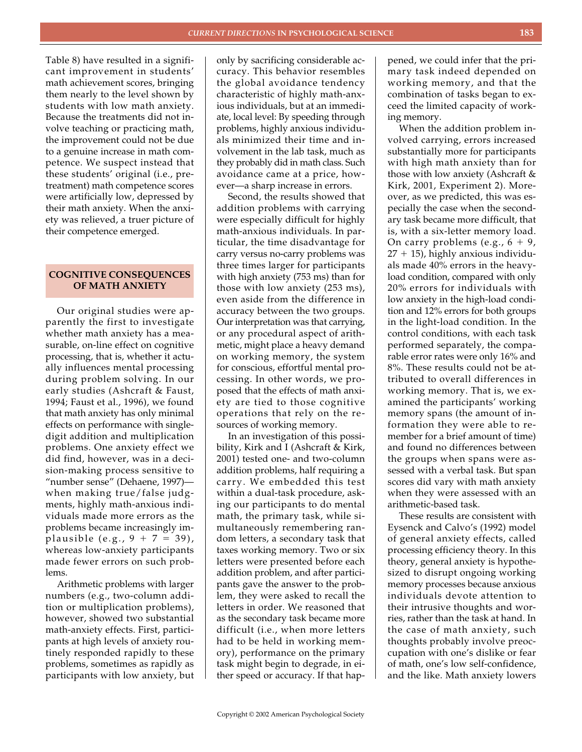Table 8) have resulted in a significant improvement in students' math achievement scores, bringing them nearly to the level shown by students with low math anxiety. Because the treatments did not involve teaching or practicing math, the improvement could not be due to a genuine increase in math competence. We suspect instead that these students' original (i.e., pretreatment) math competence scores were artificially low, depressed by their math anxiety. When the anxiety was relieved, a truer picture of their competence emerged.

## COGNITIVE CONSEQUENCES OF MATH ANXIETY

Our original studies were apparently the first to investigate whether math anxiety has a measurable, on-line effect on cognitive processing, that is, whether it actually influences mental processing during problem solving. In our early studies (Ashcraft & Faust, 1994; Faust et al., 1996), we found that math anxiety has only minimal effects on performance with single-digit addition and multiplication problems. One anxiety effect we did find, however, was in a decision-making process sensitive to "number sense" (Dehaene, 1997)—when making true/false judgments, highly math-anxious individuals made more errors as the problems became increasingly implausible (e.g., 9 + 7 = 39), whereas low-anxiety participants made fewer errors on such problems.

Arithmetic problems with larger numbers (e.g., two-column addition or multiplication problems), however, showed two substantial math-anxiety effects. First, participants at high levels of anxiety routinely responded rapidly to these problems, sometimes as rapidly as participants with low anxiety, but only by sacrificing considerable accuracy. This behavior resembles the global avoidance tendency characteristic of highly math-anxious individuals, but at an immediate, local level: By speeding through problems, highly anxious individuals minimized their time and involvement in the lab task, much as they probably did in math class. Such avoidance came at a price, however—a sharp increase in errors.

Second, the results showed that addition problems with carrying were especially difficult for highly math-anxious individuals. In particular, the time disadvantage for carry versus no-carry problems was three times larger for participants with high anxiety (753 ms) than for those with low anxiety (253 ms), even aside from the difference in accuracy between the two groups. Our interpretation was that carrying, or any procedural aspect of arithmetic, might place a heavy demand on working memory, the system for conscious, effortful mental processing. In other words, we proposed that the effects of math anxiety are tied to those cognitive operations that rely on the resources of working memory.

In an investigation of this possibility, Kirk and I (Ashcraft & Kirk, 2001) tested one- and two-column addition problems, half requiring a carry. We embedded this test within a dual-task procedure, asking our participants to do mental math, the primary task, while simultaneously remembering random letters, a secondary task that taxes working memory. Two or six letters were presented before each addition problem, and after participants gave the answer to the problem, they were asked to recall the letters in order. We reasoned that as the secondary task became more difficult (i.e., when more letters had to be held in working memory), performance on the primary task might begin to degrade, in either speed or accuracy. If that happened, we could infer that the primary task indeed depended on working memory, and that the combination of tasks began to exceed the limited capacity of working memory.

When the addition problem involved carrying, errors increased substantially more for participants with high math anxiety than for those with low anxiety (Ashcraft & Kirk, 2001, Experiment 2). Moreover, as we predicted, this was especially the case when the secondary task became more difficult, that is, with a six-letter memory load. On carry problems (e.g., 6 + 9, 27 + 15), highly anxious individuals made 40% errors in the heavy-load condition, compared with only 20% errors for individuals with low anxiety in the high-load condition and 12% errors for both groups in the light-load condition. In the control conditions, with each task performed separately, the comparable error rates were only 16% and 8%. These results could not be attributed to overall differences in working memory. That is, we examined the participants' working memory spans (the amount of information they were able to remember for a brief amount of time) and found no differences between the groups when spans were assessed with a verbal task. But span scores did vary with math anxiety when they were assessed with an arithmetic-based task.

These results are consistent with Eysenck and Calvo's (1992) model of general anxiety effects, called processing efficiency theory. In this theory, general anxiety is hypothesized to disrupt ongoing working memory processes because anxious individuals devote attention to their intrusive thoughts and worries, rather than the task at hand. In the case of math anxiety, such thoughts probably involve preoccupation with one's dislike or fear of math, one's low self-confidence, and the like. Math anxiety lowers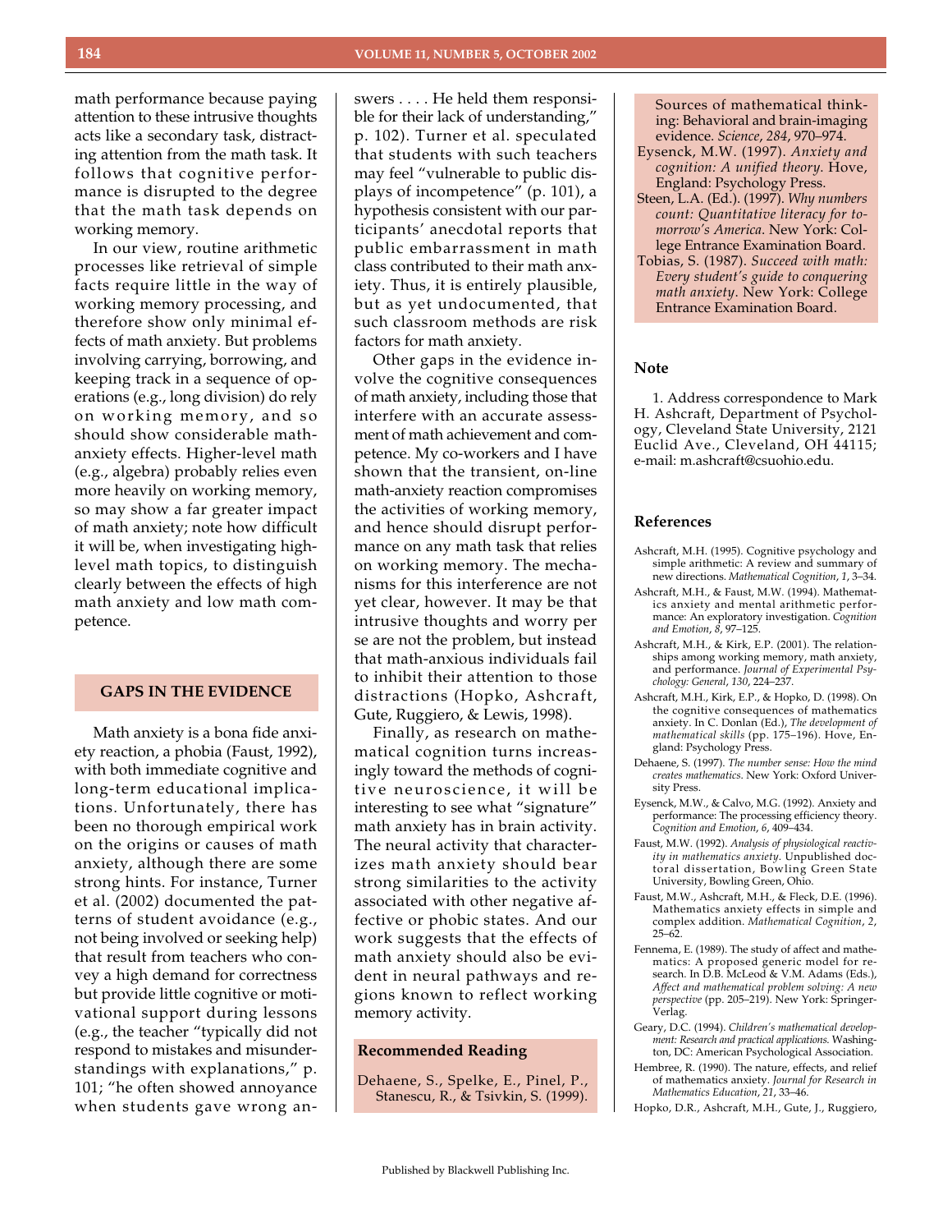math performance because paying attention to these intrusive thoughts acts like a secondary task, distracting attention from the math task. It follows that cognitive performance is disrupted to the degree that the math task depends on working memory.

In our view, routine arithmetic processes like retrieval of simple facts require little in the way of working memory processing, and therefore show only minimal effects of math anxiety. But problems involving carrying, borrowing, and keeping track in a sequence of operations (e.g., long division) do rely on working memory, and so should show considerable math-anxiety effects. Higher-level math (e.g., algebra) probably relies even more heavily on working memory, so may show a far greater impact of math anxiety; note how difficult it will be, when investigating high-level math topics, to distinguish clearly between the effects of high math anxiety and low math competence.

## GAPS IN THE EVIDENCE

Math anxiety is a bona fide anxiety reaction, a phobia (Faust, 1992), with both immediate cognitive and long-term educational implications. Unfortunately, there has been no thorough empirical work on the origins or causes of math anxiety, although there are some strong hints. For instance, Turner et al. (2002) documented the patterns of student avoidance (e.g., not being involved or seeking help) that result from teachers who convey a high demand for correctness but provide little cognitive or motivational support during lessons (e.g., the teacher "typically did not respond to mistakes and misunderstandings with explanations," p. 101; "he often showed annoyance when students gave wrong answers . . . . He held them responsible for their lack of understanding," p. 102). Turner et al. speculated that students with such teachers may feel "vulnerable to public displays of incompetence" (p. 101), a hypothesis consistent with our participants' anecdotal reports that public embarrassment in math class contributed to their math anxiety. Thus, it is entirely plausible, but as yet undocumented, that such classroom methods are risk factors for math anxiety.

Other gaps in the evidence involve the cognitive consequences of math anxiety, including those that interfere with an accurate assessment of math achievement and competence. My co-workers and I have shown that the transient, on-line math-anxiety reaction compromises the activities of working memory, and hence should disrupt performance on any math task that relies on working memory. The mechanisms for this interference are not yet clear, however. It may be that intrusive thoughts and worry per se are not the problem, but instead that math-anxious individuals fail to inhibit their attention to those distractions (Hopko, Ashcraft, Gute, Ruggiero, & Lewis, 1998).

Finally, as research on mathematical cognition turns increasingly toward the methods of cognitive neuroscience, it will be interesting to see what "signature" math anxiety has in brain activity. The neural activity that characterizes math anxiety should bear strong similarities to the activity associated with other negative affective or phobic states. And our work suggests that the effects of math anxiety should also be evident in neural pathways and regions known to reflect working memory activity.

## Recommended Reading

Dehaene, S., Spelke, E., Pinel, P., Stanescu, R., & Tsivkin, S. (1999). Sources of mathematical thinking: Behavioral and brain-imaging evidence. *Science*, *284*, 970–974.

Eysenck, M.W. (1997). *Anxiety and cognition: A unified theory*. Hove, England: Psychology Press.

Steen, L.A. (Ed.). (1997). *Why numbers count: Quantitative literacy for tomorrow's America*. New York: College Entrance Examination Board.

Tobias, S. (1987). *Succeed with math: Every student's guide to conquering math anxiety*. New York: College Entrance Examination Board.

## Note

1. Address correspondence to Mark H. Ashcraft, Department of Psychology, Cleveland State University, 2121 Euclid Ave., Cleveland, OH 44115; e-mail: m.ashcraft@csuohio.edu.

## References

Ashcraft, M.H. (1995). Cognitive psychology and simple arithmetic: A review and summary of new directions. *Mathematical Cognition*, *1*, 3–34.

Ashcraft, M.H., & Faust, M.W. (1994). Mathematics anxiety and mental arithmetic performance: An exploratory investigation. *Cognition and Emotion*, *8*, 97–125.

Ashcraft, M.H., & Kirk, E.P. (2001). The relationships among working memory, math anxiety, and performance. *Journal of Experimental Psychology: General*, *130*, 224–237.

Ashcraft, M.H., Kirk, E.P., & Hopko, D. (1998). On the cognitive consequences of mathematics anxiety. In C. Donlan (Ed.), *The development of mathematical skills* (pp. 175–196). Hove, England: Psychology Press.

Dehaene, S. (1997). *The number sense: How the mind creates mathematics*. New York: Oxford University Press.

Eysenck, M.W., & Calvo, M.G. (1992). Anxiety and performance: The processing efficiency theory. *Cognition and Emotion*, *6*, 409–434.

Faust, M.W. (1992). *Analysis of physiological reactivity in mathematics anxiety*. Unpublished doctoral dissertation, Bowling Green State University, Bowling Green, Ohio.

Faust, M.W., Ashcraft, M.H., & Fleck, D.E. (1996). Mathematics anxiety effects in simple and complex addition. *Mathematical Cognition*, *2*, 25–62.

Fennema, E. (1989). The study of affect and mathematics: A proposed generic model for research. In D.B. McLeod & V.M. Adams (Eds.), *Affect and mathematical problem solving: A new perspective* (pp. 205–219). New York: Springer-Verlag.

Geary, D.C. (1994). *Children's mathematical development: Research and practical applications*. Washington, DC: American Psychological Association.

Hembree, R. (1990). The nature, effects, and relief of mathematics anxiety. *Journal for Research in Mathematics Education*, *21*, 33–46.

Hopko, D.R., Ashcraft, M.H., Gute, J., Ruggiero,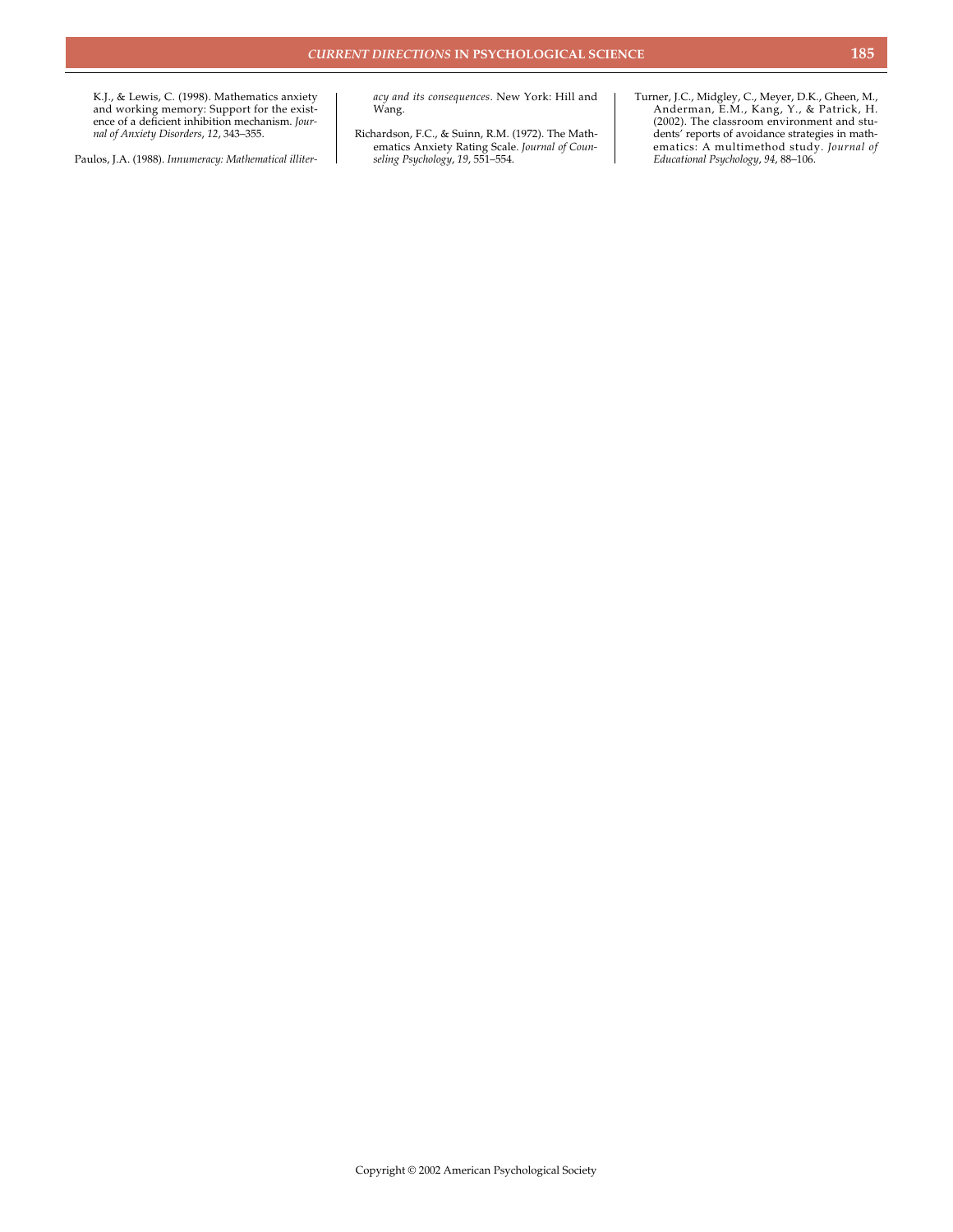K.J., & Lewis, C. (1998). Mathematics anxiety and working memory: Support for the existence of a deficient inhibition mechanism. *Journal of Anxiety Disorders*, *12*, 343–355.

Paulos, J.A. (1988). *Innumeracy: Mathematical illiteracy and its consequences*. New York: Hill and Wang.

Richardson, F.C., & Suinn, R.M. (1972). The Mathematics Anxiety Rating Scale. *Journal of Counseling Psychology*, *19*, 551–554.

Turner, J.C., Midgley, C., Meyer, D.K., Gheen, M., Anderman, E.M., Kang, Y., & Patrick, H. (2002). The classroom environment and students' reports of avoidance strategies in mathematics: A multimethod study. *Journal of Educational Psychology*, *94*, 88–106.

Copyright © 2002 American Psychological Society